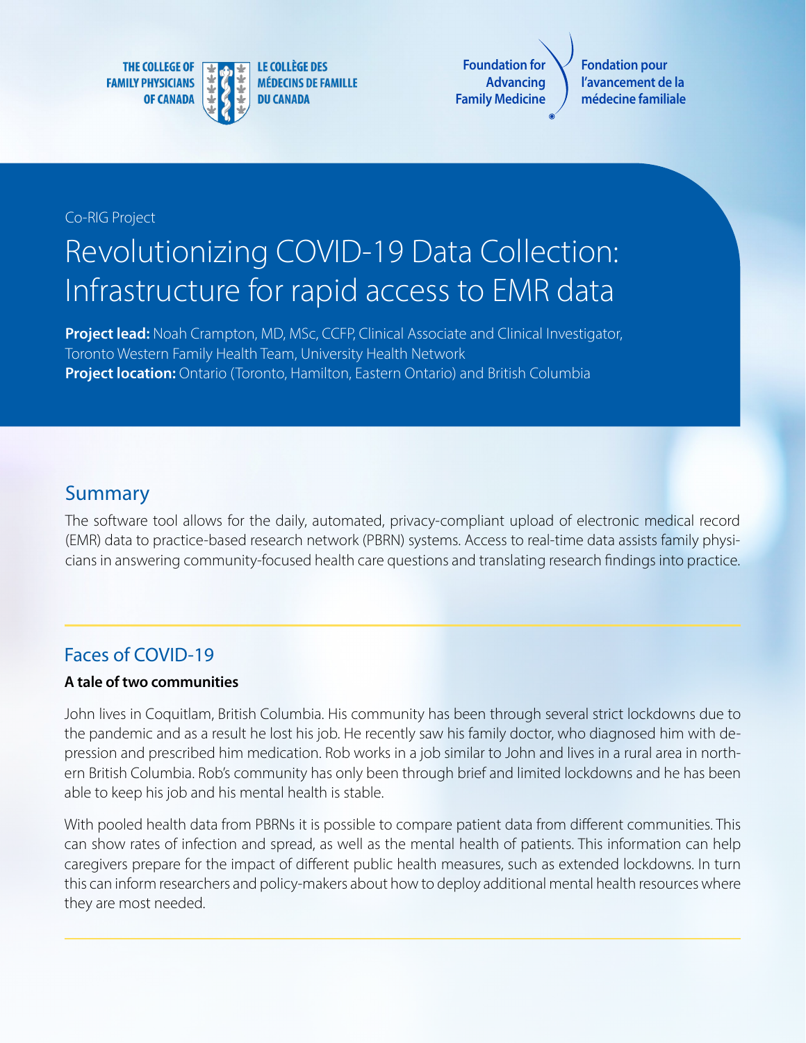THE COLLEGE OF FAMILY PHYSICIANS OF CANADA | LE COLLÈGE DES MÉDECINS DE FAMILLE DU CANADA

Foundation for Advancing Family Medicine | Fondation pour l'avancement de la médecine familiale

Co-RIG Project

# Revolutionizing COVID-19 Data Collection: Infrastructure for rapid access to EMR data

**Project lead:** Noah Crampton, MD, MSc, CCFP, Clinical Associate and Clinical Investigator, Toronto Western Family Health Team, University Health Network
**Project location:** Ontario (Toronto, Hamilton, Eastern Ontario) and British Columbia

## Summary

The software tool allows for the daily, automated, privacy-compliant upload of electronic medical record (EMR) data to practice-based research network (PBRN) systems. Access to real-time data assists family physicians in answering community-focused health care questions and translating research findings into practice.

## Faces of COVID-19

**A tale of two communities**

John lives in Coquitlam, British Columbia. His community has been through several strict lockdowns due to the pandemic and as a result he lost his job. He recently saw his family doctor, who diagnosed him with depression and prescribed him medication. Rob works in a job similar to John and lives in a rural area in northern British Columbia. Rob's community has only been through brief and limited lockdowns and he has been able to keep his job and his mental health is stable.

With pooled health data from PBRNs it is possible to compare patient data from different communities. This can show rates of infection and spread, as well as the mental health of patients. This information can help caregivers prepare for the impact of different public health measures, such as extended lockdowns. In turn this can inform researchers and policy-makers about how to deploy additional mental health resources where they are most needed.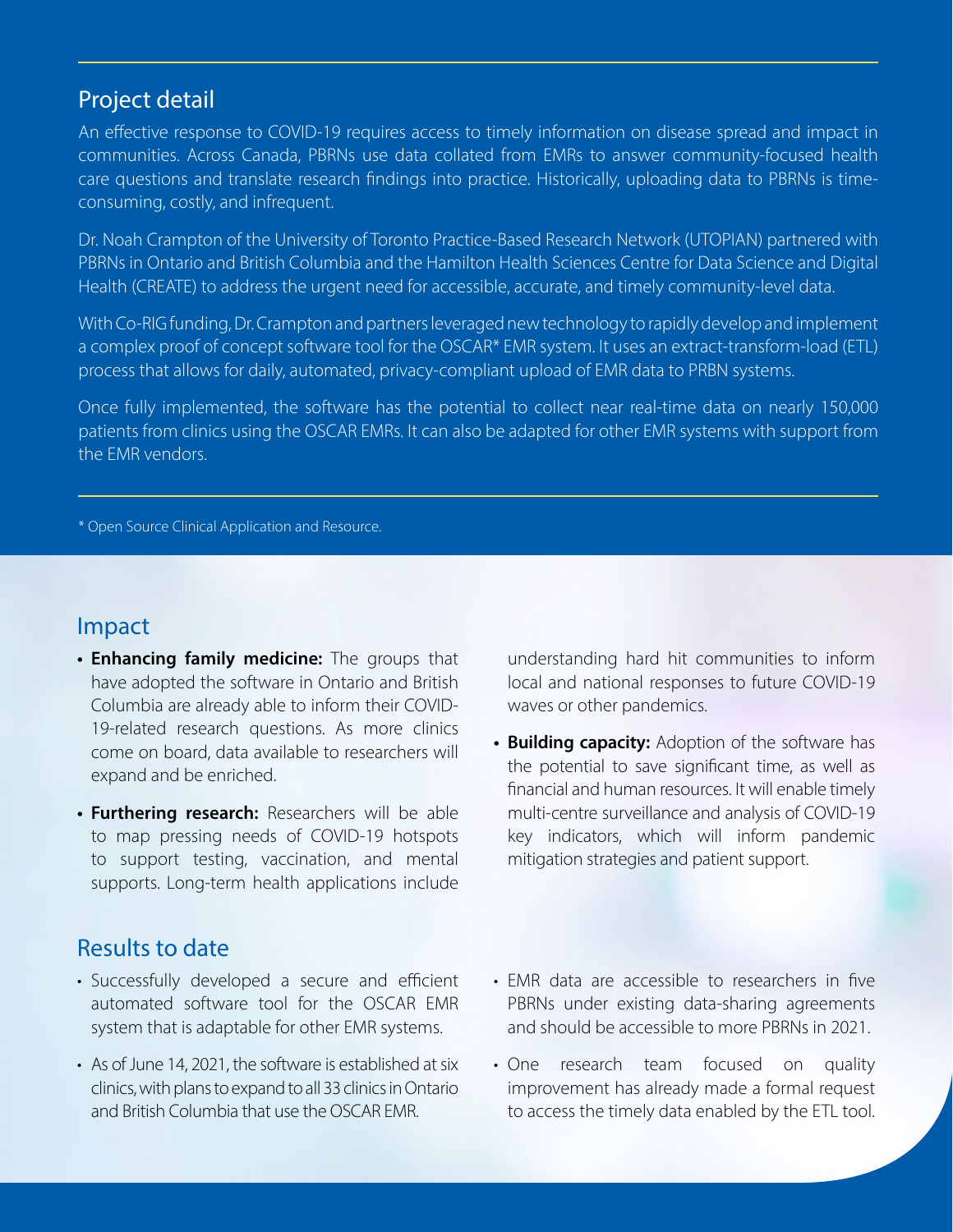## Project detail

An effective response to COVID-19 requires access to timely information on disease spread and impact in communities. Across Canada, PBRNs use data collated from EMRs to answer community-focused health care questions and translate research findings into practice. Historically, uploading data to PBRNs is time-consuming, costly, and infrequent.

Dr. Noah Crampton of the University of Toronto Practice-Based Research Network (UTOPIAN) partnered with PBRNs in Ontario and British Columbia and the Hamilton Health Sciences Centre for Data Science and Digital Health (CREATE) to address the urgent need for accessible, accurate, and timely community-level data.

With Co-RIG funding, Dr. Crampton and partners leveraged new technology to rapidly develop and implement a complex proof of concept software tool for the OSCAR* EMR system. It uses an extract-transform-load (ETL) process that allows for daily, automated, privacy-compliant upload of EMR data to PRBN systems.

Once fully implemented, the software has the potential to collect near real-time data on nearly 150,000 patients from clinics using the OSCAR EMRs. It can also be adapted for other EMR systems with support from the EMR vendors.

* Open Source Clinical Application and Resource.

## Impact

- **Enhancing family medicine:** The groups that have adopted the software in Ontario and British Columbia are already able to inform their COVID-19-related research questions. As more clinics come on board, data available to researchers will expand and be enriched.
- **Furthering research:** Researchers will be able to map pressing needs of COVID-19 hotspots to support testing, vaccination, and mental supports. Long-term health applications include understanding hard hit communities to inform local and national responses to future COVID-19 waves or other pandemics.
- **Building capacity:** Adoption of the software has the potential to save significant time, as well as financial and human resources. It will enable timely multi-centre surveillance and analysis of COVID-19 key indicators, which will inform pandemic mitigation strategies and patient support.

## Results to date

- Successfully developed a secure and efficient automated software tool for the OSCAR EMR system that is adaptable for other EMR systems.
- As of June 14, 2021, the software is established at six clinics, with plans to expand to all 33 clinics in Ontario and British Columbia that use the OSCAR EMR.
- EMR data are accessible to researchers in five PBRNs under existing data-sharing agreements and should be accessible to more PBRNs in 2021.
- One research team focused on quality improvement has already made a formal request to access the timely data enabled by the ETL tool.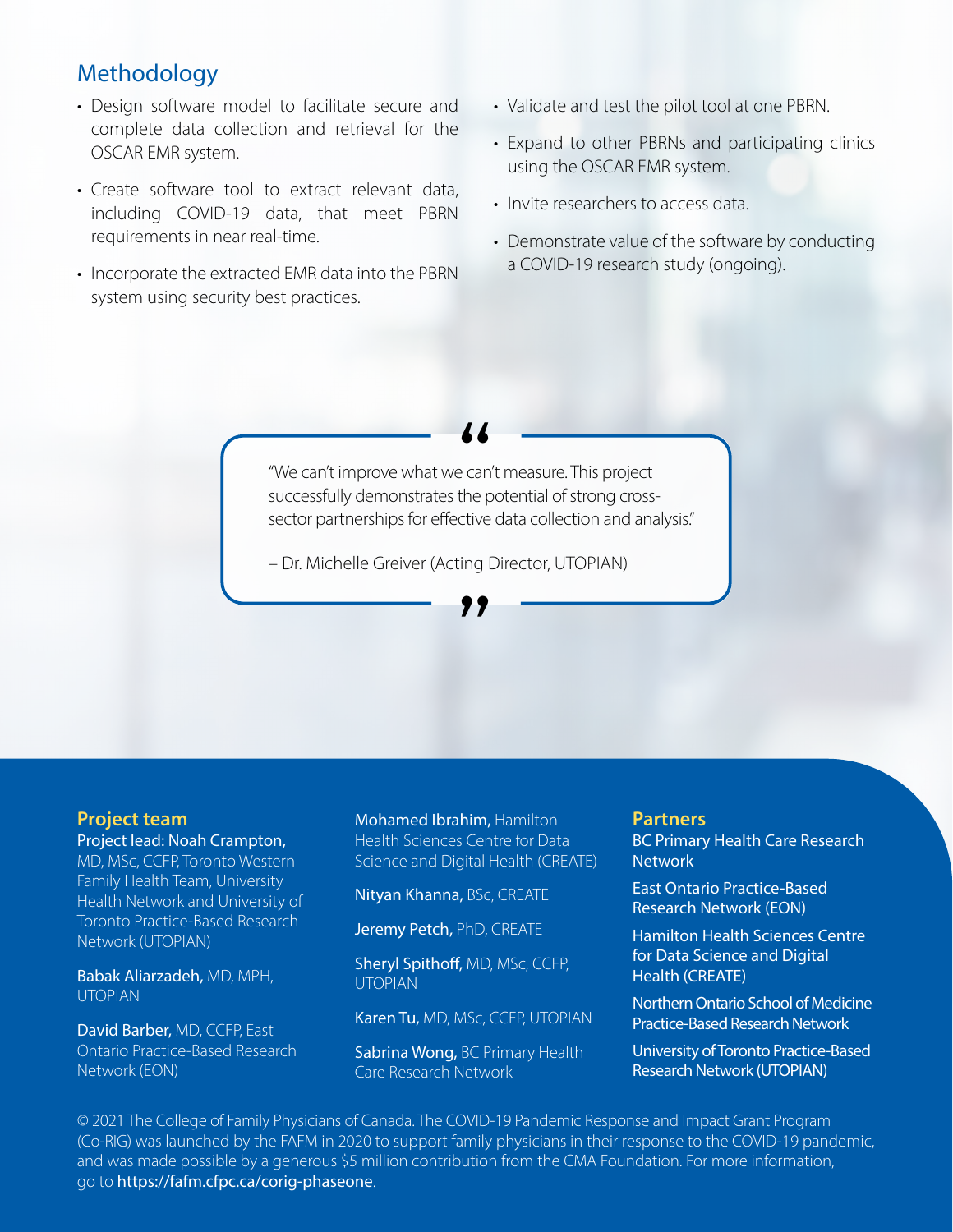## Methodology

- Design software model to facilitate secure and complete data collection and retrieval for the OSCAR EMR system.
- Create software tool to extract relevant data, including COVID-19 data, that meet PBRN requirements in near real-time.
- Incorporate the extracted EMR data into the PBRN system using security best practices.
- Validate and test the pilot tool at one PBRN.
- Expand to other PBRNs and participating clinics using the OSCAR EMR system.
- Invite researchers to access data.
- Demonstrate value of the software by conducting a COVID-19 research study (ongoing).

> "We can't improve what we can't measure. This project successfully demonstrates the potential of strong cross-sector partnerships for effective data collection and analysis."
>
> – Dr. Michelle Greiver (Acting Director, UTOPIAN)

### Project team

**Project lead: Noah Crampton,** MD, MSc, CCFP, Toronto Western Family Health Team, University Health Network and University of Toronto Practice-Based Research Network (UTOPIAN)

**Babak Aliarzadeh,** MD, MPH, UTOPIAN

**David Barber,** MD, CCFP, East Ontario Practice-Based Research Network (EON)

**Mohamed Ibrahim,** Hamilton Health Sciences Centre for Data Science and Digital Health (CREATE)

**Nityan Khanna,** BSc, CREATE

**Jeremy Petch,** PhD, CREATE

**Sheryl Spithoff,** MD, MSc, CCFP, UTOPIAN

**Karen Tu,** MD, MSc, CCFP, UTOPIAN

**Sabrina Wong,** BC Primary Health Care Research Network

### Partners

BC Primary Health Care Research Network

East Ontario Practice-Based Research Network (EON)

Hamilton Health Sciences Centre for Data Science and Digital Health (CREATE)

Northern Ontario School of Medicine Practice-Based Research Network

University of Toronto Practice-Based Research Network (UTOPIAN)

© 2021 The College of Family Physicians of Canada. The COVID-19 Pandemic Response and Impact Grant Program (Co-RIG) was launched by the FAFM in 2020 to support family physicians in their response to the COVID-19 pandemic, and was made possible by a generous $5 million contribution from the CMA Foundation. For more information, go to https://fafm.cfpc.ca/corig-phaseone.